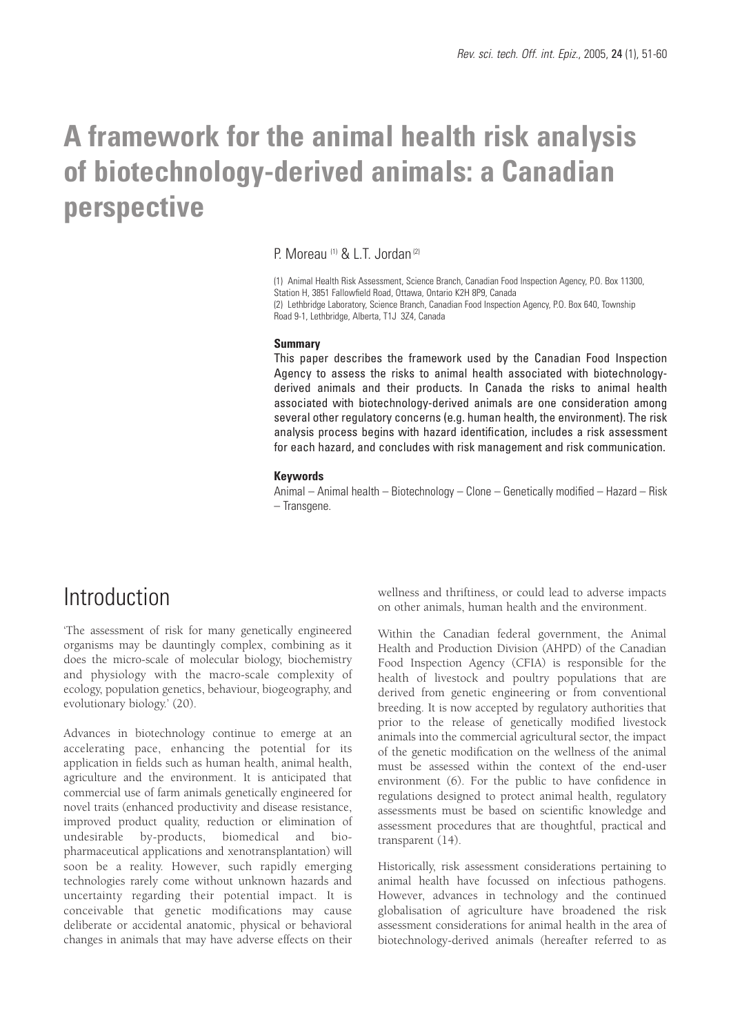# A framework for the animal health risk analysis of biotechnology-derived animals: a Canadian perspective

P. Moreau [1] & L.T. Jordan [2]

(1) Animal Health Risk Assessment, Science Branch, Canadian Food Inspection Agency, P.O. Box 11300, Station H, 3851 Fallowfield Road, Ottawa, Ontario K2H 8P9, Canada

(2) Lethbridge Laboratory, Science Branch, Canadian Food Inspection Agency, P.O. Box 640, Township Road 9-1, Lethbridge, Alberta, T1J 3Z4, Canada

### Summary

This paper describes the framework used by the Canadian Food Inspection Agency to assess the risks to animal health associated with biotechnology-derived animals and their products. In Canada the risks to animal health associated with biotechnology-derived animals are one consideration among several other regulatory concerns (e.g. human health, the environment). The risk analysis process begins with hazard identification, includes a risk assessment for each hazard, and concludes with risk management and risk communication.

### Keywords

Animal – Animal health – Biotechnology – Clone – Genetically modified – Hazard – Risk – Transgene.

## Introduction

'The assessment of risk for many genetically engineered organisms may be dauntingly complex, combining as it does the micro-scale of molecular biology, biochemistry and physiology with the macro-scale complexity of ecology, population genetics, behaviour, biogeography, and evolutionary biology.' (20).

Advances in biotechnology continue to emerge at an accelerating pace, enhancing the potential for its application in fields such as human health, animal health, agriculture and the environment. It is anticipated that commercial use of farm animals genetically engineered for novel traits (enhanced productivity and disease resistance, improved product quality, reduction or elimination of undesirable by-products, biomedical and bio-pharmaceutical applications and xenotransplantation) will soon be a reality. However, such rapidly emerging technologies rarely come without unknown hazards and uncertainty regarding their potential impact. It is conceivable that genetic modifications may cause deliberate or accidental anatomic, physical or behavioral changes in animals that may have adverse effects on their wellness and thriftiness, or could lead to adverse impacts on other animals, human health and the environment.

Within the Canadian federal government, the Animal Health and Production Division (AHPD) of the Canadian Food Inspection Agency (CFIA) is responsible for the health of livestock and poultry populations that are derived from genetic engineering or from conventional breeding. It is now accepted by regulatory authorities that prior to the release of genetically modified livestock animals into the commercial agricultural sector, the impact of the genetic modification on the wellness of the animal must be assessed within the context of the end-user environment (6). For the public to have confidence in regulations designed to protect animal health, regulatory assessments must be based on scientific knowledge and assessment procedures that are thoughtful, practical and transparent (14).

Historically, risk assessment considerations pertaining to animal health have focussed on infectious pathogens. However, advances in technology and the continued globalisation of agriculture have broadened the risk assessment considerations for animal health in the area of biotechnology-derived animals (hereafter referred to as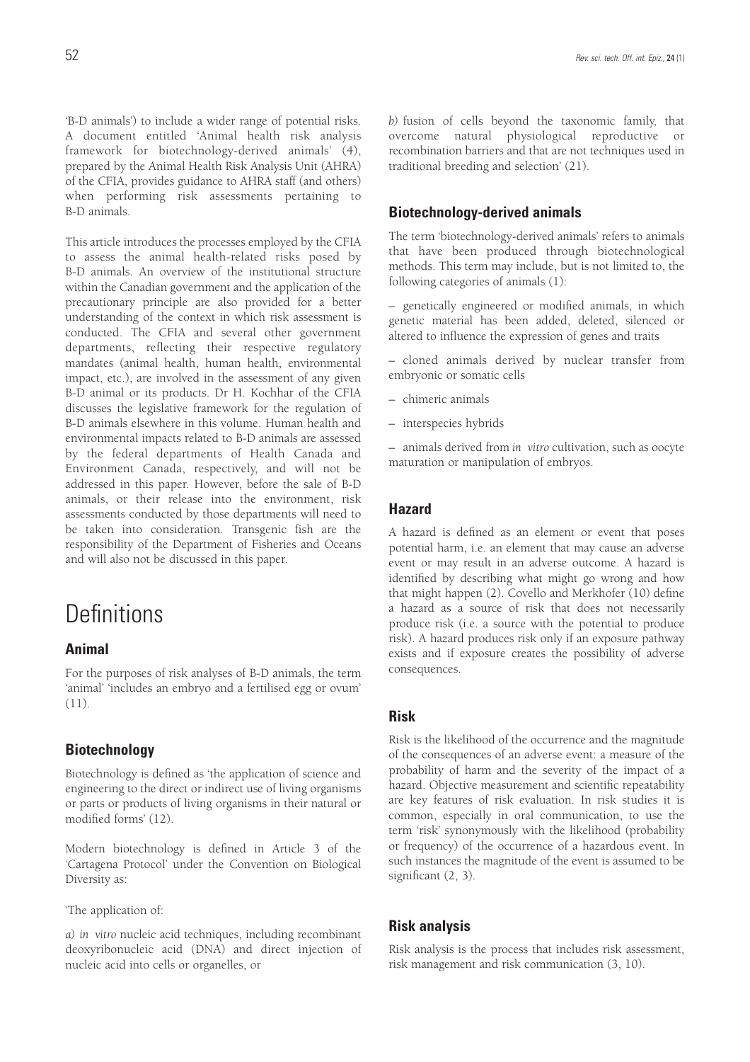'B-D animals') to include a wider range of potential risks. A document entitled 'Animal health risk analysis framework for biotechnology-derived animals' (4), prepared by the Animal Health Risk Analysis Unit (AHRA) of the CFIA, provides guidance to AHRA staff (and others) when performing risk assessments pertaining to B-D animals.

This article introduces the processes employed by the CFIA to assess the animal health-related risks posed by B-D animals. An overview of the institutional structure within the Canadian government and the application of the precautionary principle are also provided for a better understanding of the context in which risk assessment is conducted. The CFIA and several other government departments, reflecting their respective regulatory mandates (animal health, human health, environmental impact, etc.), are involved in the assessment of any given B-D animal or its products. Dr H. Kochhar of the CFIA discusses the legislative framework for the regulation of B-D animals elsewhere in this volume. Human health and environmental impacts related to B-D animals are assessed by the federal departments of Health Canada and Environment Canada, respectively, and will not be addressed in this paper. However, before the sale of B-D animals, or their release into the environment, risk assessments conducted by those departments will need to be taken into consideration. Transgenic fish are the responsibility of the Department of Fisheries and Oceans and will also not be discussed in this paper.

# Definitions

## Animal

For the purposes of risk analyses of B-D animals, the term 'animal' 'includes an embryo and a fertilised egg or ovum' (11).

## Biotechnology

Biotechnology is defined as 'the application of science and engineering to the direct or indirect use of living organisms or parts or products of living organisms in their natural or modified forms' (12).

Modern biotechnology is defined in Article 3 of the 'Cartagena Protocol' under the Convention on Biological Diversity as:

'The application of:

*a) in vitro* nucleic acid techniques, including recombinant deoxyribonucleic acid (DNA) and direct injection of nucleic acid into cells or organelles, or

*b)* fusion of cells beyond the taxonomic family, that overcome natural physiological reproductive or recombination barriers and that are not techniques used in traditional breeding and selection' (21).

## Biotechnology-derived animals

The term 'biotechnology-derived animals' refers to animals that have been produced through biotechnological methods. This term may include, but is not limited to, the following categories of animals (1):

– genetically engineered or modified animals, in which genetic material has been added, deleted, silenced or altered to influence the expression of genes and traits

– cloned animals derived by nuclear transfer from embryonic or somatic cells

– chimeric animals

– interspecies hybrids

– animals derived from *in vitro* cultivation, such as oocyte maturation or manipulation of embryos.

## Hazard

A hazard is defined as an element or event that poses potential harm, i.e. an element that may cause an adverse event or may result in an adverse outcome. A hazard is identified by describing what might go wrong and how that might happen (2). Covello and Merkhofer (10) define a hazard as a source of risk that does not necessarily produce risk (i.e. a source with the potential to produce risk). A hazard produces risk only if an exposure pathway exists and if exposure creates the possibility of adverse consequences.

## Risk

Risk is the likelihood of the occurrence and the magnitude of the consequences of an adverse event: a measure of the probability of harm and the severity of the impact of a hazard. Objective measurement and scientific repeatability are key features of risk evaluation. In risk studies it is common, especially in oral communication, to use the term 'risk' synonymously with the likelihood (probability or frequency) of the occurrence of a hazardous event. In such instances the magnitude of the event is assumed to be significant (2, 3).

## Risk analysis

Risk analysis is the process that includes risk assessment, risk management and risk communication (3, 10).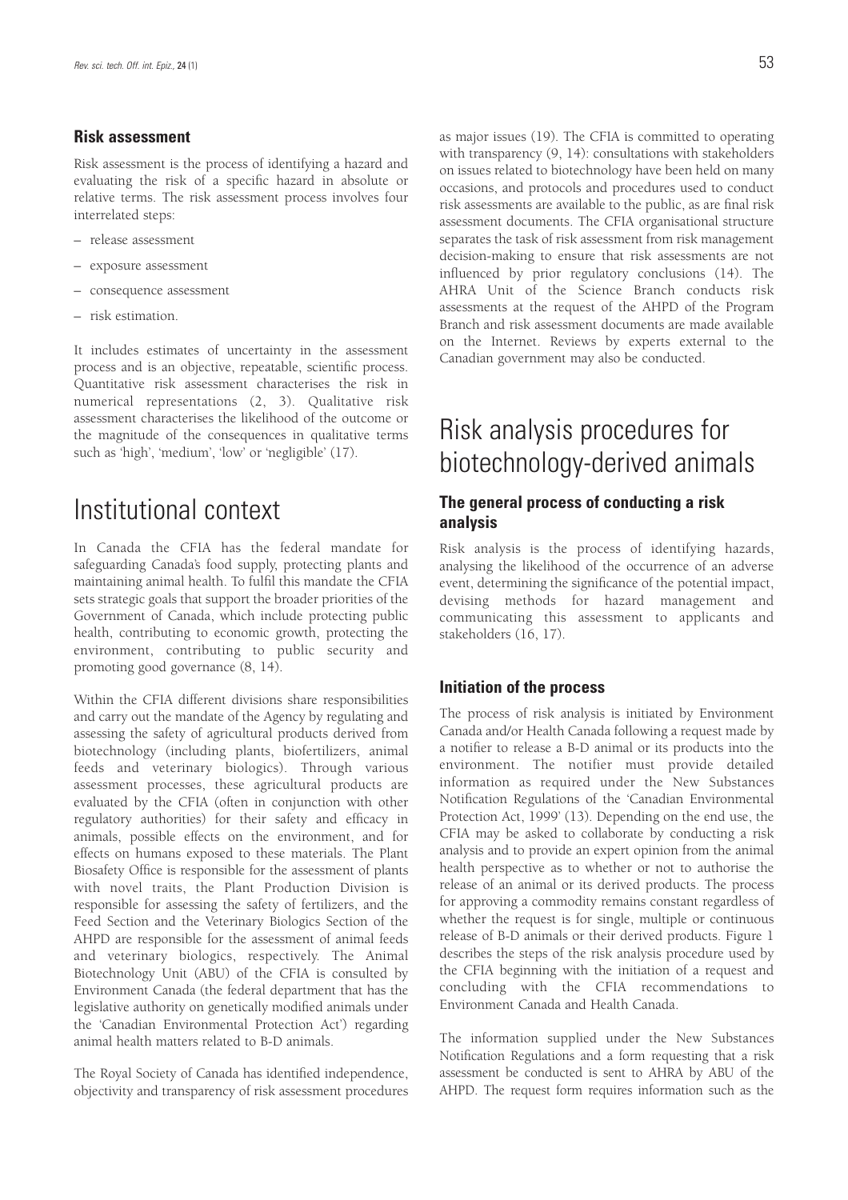### Risk assessment

Risk assessment is the process of identifying a hazard and evaluating the risk of a specific hazard in absolute or relative terms. The risk assessment process involves four interrelated steps:

- release assessment
- exposure assessment
- consequence assessment
- risk estimation.

It includes estimates of uncertainty in the assessment process and is an objective, repeatable, scientific process. Quantitative risk assessment characterises the risk in numerical representations (2, 3). Qualitative risk assessment characterises the likelihood of the outcome or the magnitude of the consequences in qualitative terms such as 'high', 'medium', 'low' or 'negligible' (17).

# Institutional context

In Canada the CFIA has the federal mandate for safeguarding Canada's food supply, protecting plants and maintaining animal health. To fulfil this mandate the CFIA sets strategic goals that support the broader priorities of the Government of Canada, which include protecting public health, contributing to economic growth, protecting the environment, contributing to public security and promoting good governance (8, 14).

Within the CFIA different divisions share responsibilities and carry out the mandate of the Agency by regulating and assessing the safety of agricultural products derived from biotechnology (including plants, biofertilizers, animal feeds and veterinary biologics). Through various assessment processes, these agricultural products are evaluated by the CFIA (often in conjunction with other regulatory authorities) for their safety and efficacy in animals, possible effects on the environment, and for effects on humans exposed to these materials. The Plant Biosafety Office is responsible for the assessment of plants with novel traits, the Plant Production Division is responsible for assessing the safety of fertilizers, and the Feed Section and the Veterinary Biologics Section of the AHPD are responsible for the assessment of animal feeds and veterinary biologics, respectively. The Animal Biotechnology Unit (ABU) of the CFIA is consulted by Environment Canada (the federal department that has the legislative authority on genetically modified animals under the 'Canadian Environmental Protection Act') regarding animal health matters related to B-D animals.

The Royal Society of Canada has identified independence, objectivity and transparency of risk assessment procedures as major issues (19). The CFIA is committed to operating with transparency (9, 14): consultations with stakeholders on issues related to biotechnology have been held on many occasions, and protocols and procedures used to conduct risk assessments are available to the public, as are final risk assessment documents. The CFIA organisational structure separates the task of risk assessment from risk management decision-making to ensure that risk assessments are not influenced by prior regulatory conclusions (14). The AHRA Unit of the Science Branch conducts risk assessments at the request of the AHPD of the Program Branch and risk assessment documents are made available on the Internet. Reviews by experts external to the Canadian government may also be conducted.

# Risk analysis procedures for biotechnology-derived animals

### The general process of conducting a risk analysis

Risk analysis is the process of identifying hazards, analysing the likelihood of the occurrence of an adverse event, determining the significance of the potential impact, devising methods for hazard management and communicating this assessment to applicants and stakeholders (16, 17).

### Initiation of the process

The process of risk analysis is initiated by Environment Canada and/or Health Canada following a request made by a notifier to release a B-D animal or its products into the environment. The notifier must provide detailed information as required under the New Substances Notification Regulations of the 'Canadian Environmental Protection Act, 1999' (13). Depending on the end use, the CFIA may be asked to collaborate by conducting a risk analysis and to provide an expert opinion from the animal health perspective as to whether or not to authorise the release of an animal or its derived products. The process for approving a commodity remains constant regardless of whether the request is for single, multiple or continuous release of B-D animals or their derived products. Figure 1 describes the steps of the risk analysis procedure used by the CFIA beginning with the initiation of a request and concluding with the CFIA recommendations to Environment Canada and Health Canada.

The information supplied under the New Substances Notification Regulations and a form requesting that a risk assessment be conducted is sent to AHRA by ABU of the AHPD. The request form requires information such as the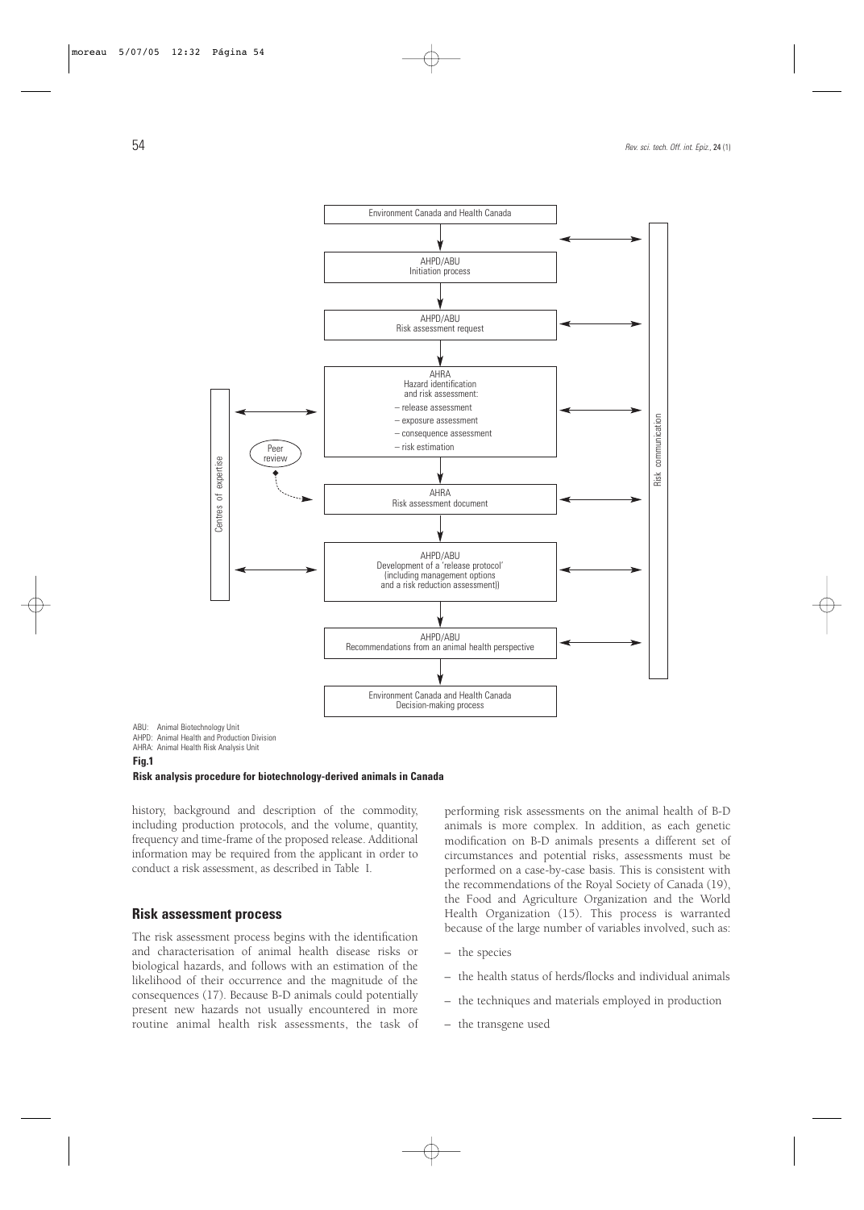ABU: Animal Biotechnology Unit
AHPD: Animal Health and Production Division
AHRA: Animal Health Risk Analysis Unit

**Fig.1**
**Risk analysis procedure for biotechnology-derived animals in Canada**

history, background and description of the commodity, including production protocols, and the volume, quantity, frequency and time-frame of the proposed release. Additional information may be required from the applicant in order to conduct a risk assessment, as described in Table I.

## Risk assessment process

The risk assessment process begins with the identification and characterisation of animal health disease risks or biological hazards, and follows with an estimation of the likelihood of their occurrence and the magnitude of the consequences (17). Because B-D animals could potentially present new hazards not usually encountered in more routine animal health risk assessments, the task of performing risk assessments on the animal health of B-D animals is more complex. In addition, as each genetic modification on B-D animals presents a different set of circumstances and potential risks, assessments must be performed on a case-by-case basis. This is consistent with the recommendations of the Royal Society of Canada (19), the Food and Agriculture Organization and the World Health Organization (15). This process is warranted because of the large number of variables involved, such as:

– the species

– the health status of herds/flocks and individual animals

– the techniques and materials employed in production

– the transgene used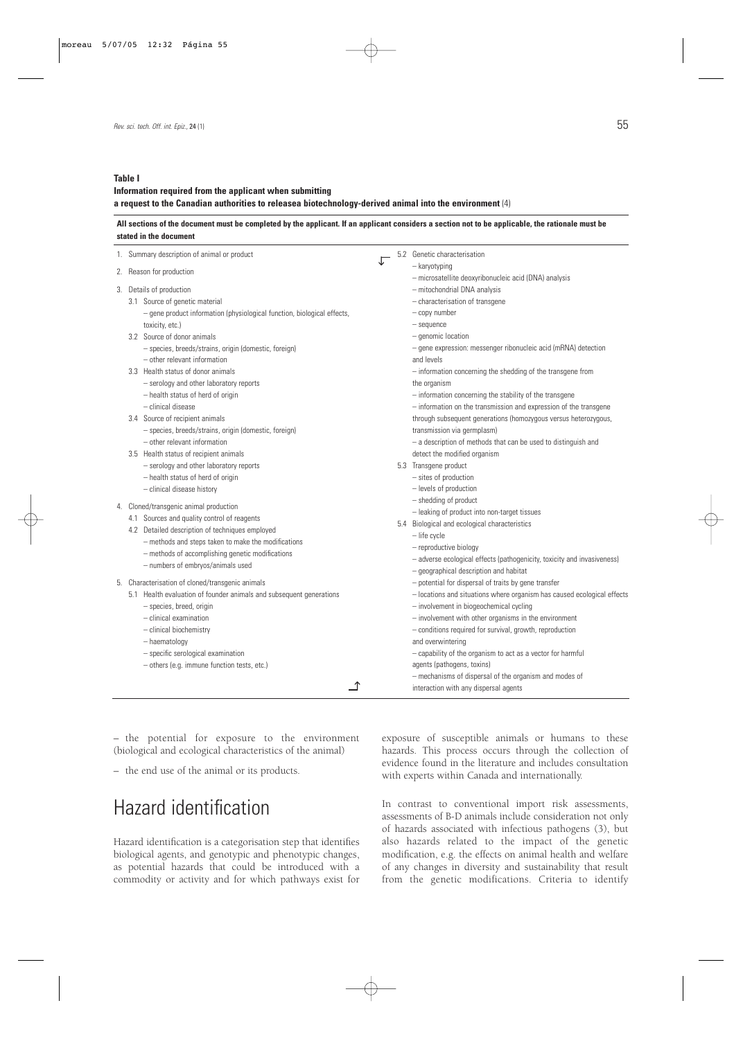**Table I**
**Information required from the applicant when submitting a request to the Canadian authorities to releasea biotechnology-derived animal into the environment** (4)

**All sections of the document must be completed by the applicant. If an applicant considers a section not to be applicable, the rationale must be stated in the document**

1. Summary description of animal or product
2. Reason for production
3. Details of production
   - 3.1 Source of genetic material
     - – gene product information (physiological function, biological effects, toxicity, etc.)
   - 3.2 Source of donor animals
     - – species, breeds/strains, origin (domestic, foreign)
     - – other relevant information
   - 3.3 Health status of donor animals
     - – serology and other laboratory reports
     - – health status of herd of origin
     - – clinical disease
   - 3.4 Source of recipient animals
     - – species, breeds/strains, origin (domestic, foreign)
     - – other relevant information
   - 3.5 Health status of recipient animals
     - – serology and other laboratory reports
     - – health status of herd of origin
     - – clinical disease history
4. Cloned/transgenic animal production
   - 4.1 Sources and quality control of reagents
   - 4.2 Detailed description of techniques employed
     - – methods and steps taken to make the modifications
     - – methods of accomplishing genetic modifications
     - – numbers of embryos/animals used
5. Characterisation of cloned/transgenic animals
   - 5.1 Health evaluation of founder animals and subsequent generations
     - – species, breed, origin
     - – clinical examination
     - – clinical biochemistry
     - – haematology
     - – specific serological examination
     - – others (e.g. immune function tests, etc.)
   - 5.2 Genetic characterisation
     - – karyotyping
     - – microsatellite deoxyribonucleic acid (DNA) analysis
     - – mitochondrial DNA analysis
     - – characterisation of transgene
     - – copy number
     - – sequence
     - – genomic location
     - – gene expression: messenger ribonucleic acid (mRNA) detection and levels
     - – information concerning the shedding of the transgene from the organism
     - – information concerning the stability of the transgene
     - – information on the transmission and expression of the transgene through subsequent generations (homozygous versus heterozygous, transmission via germplasm)
     - – a description of methods that can be used to distinguish and detect the modified organism
   - 5.3 Transgene product
     - – sites of production
     - – levels of production
     - – shedding of product
     - – leaking of product into non-target tissues
   - 5.4 Biological and ecological characteristics
     - – life cycle
     - – reproductive biology
     - – adverse ecological effects (pathogenicity, toxicity and invasiveness)
     - – geographical description and habitat
     - – potential for dispersal of traits by gene transfer
     - – locations and situations where organism has caused ecological effects
     - – involvement in biogeochemical cycling
     - – involvement with other organisms in the environment
     - – conditions required for survival, growth, reproduction and overwintering
     - – capability of the organism to act as a vector for harmful agents (pathogens, toxins)
     - – mechanisms of dispersal of the organism and modes of interaction with any dispersal agents

– the potential for exposure to the environment (biological and ecological characteristics of the animal)

– the end use of the animal or its products.

# Hazard identification

Hazard identification is a categorisation step that identifies biological agents, and genotypic and phenotypic changes, as potential hazards that could be introduced with a commodity or activity and for which pathways exist for exposure of susceptible animals or humans to these hazards. This process occurs through the collection of evidence found in the literature and includes consultation with experts within Canada and internationally.

In contrast to conventional import risk assessments, assessments of B-D animals include consideration not only of hazards associated with infectious pathogens (3), but also hazards related to the impact of the genetic modification, e.g. the effects on animal health and welfare of any changes in diversity and sustainability that result from the genetic modifications. Criteria to identify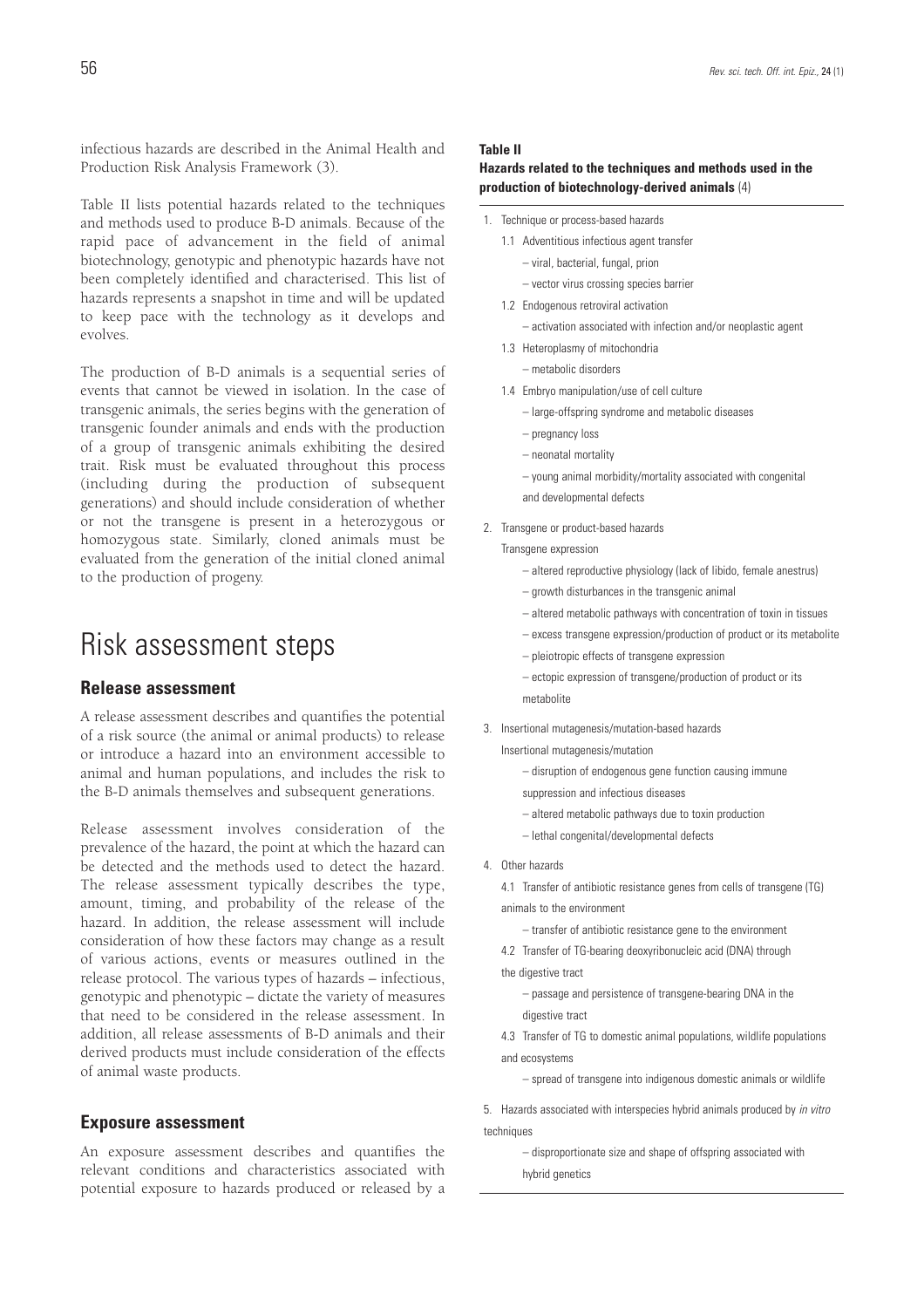infectious hazards are described in the Animal Health and Production Risk Analysis Framework (3).

Table II lists potential hazards related to the techniques and methods used to produce B-D animals. Because of the rapid pace of advancement in the field of animal biotechnology, genotypic and phenotypic hazards have not been completely identified and characterised. This list of hazards represents a snapshot in time and will be updated to keep pace with the technology as it develops and evolves.

The production of B-D animals is a sequential series of events that cannot be viewed in isolation. In the case of transgenic animals, the series begins with the generation of transgenic founder animals and ends with the production of a group of transgenic animals exhibiting the desired trait. Risk must be evaluated throughout this process (including during the production of subsequent generations) and should include consideration of whether or not the transgene is present in a heterozygous or homozygous state. Similarly, cloned animals must be evaluated from the generation of the initial cloned animal to the production of progeny.

# Risk assessment steps

### Release assessment

A release assessment describes and quantifies the potential of a risk source (the animal or animal products) to release or introduce a hazard into an environment accessible to animal and human populations, and includes the risk to the B-D animals themselves and subsequent generations.

Release assessment involves consideration of the prevalence of the hazard, the point at which the hazard can be detected and the methods used to detect the hazard. The release assessment typically describes the type, amount, timing, and probability of the release of the hazard. In addition, the release assessment will include consideration of how these factors may change as a result of various actions, events or measures outlined in the release protocol. The various types of hazards – infectious, genotypic and phenotypic – dictate the variety of measures that need to be considered in the release assessment. In addition, all release assessments of B-D animals and their derived products must include consideration of the effects of animal waste products.

### Exposure assessment

An exposure assessment describes and quantifies the relevant conditions and characteristics associated with potential exposure to hazards produced or released by a

**Table II**

**Hazards related to the techniques and methods used in the production of biotechnology-derived animals** (4)

1. Technique or process-based hazards
   - 1.1 Adventitious infectious agent transfer
     - – viral, bacterial, fungal, prion
     - – vector virus crossing species barrier
   - 1.2 Endogenous retroviral activation
     - – activation associated with infection and/or neoplastic agent
   - 1.3 Heteroplasmy of mitochondria
     - – metabolic disorders
   - 1.4 Embryo manipulation/use of cell culture
     - – large-offspring syndrome and metabolic diseases
     - – pregnancy loss
     - – neonatal mortality
     - – young animal morbidity/mortality associated with congenital and developmental defects
2. Transgene or product-based hazards

   Transgene expression
     - – altered reproductive physiology (lack of libido, female anestrus)
     - – growth disturbances in the transgenic animal
     - – altered metabolic pathways with concentration of toxin in tissues
     - – excess transgene expression/production of product or its metabolite
     - – pleiotropic effects of transgene expression
     - – ectopic expression of transgene/production of product or its metabolite
3. Insertional mutagenesis/mutation-based hazards

   Insertional mutagenesis/mutation
     - – disruption of endogenous gene function causing immune suppression and infectious diseases
     - – altered metabolic pathways due to toxin production
     - – lethal congenital/developmental defects
4. Other hazards
   - 4.1 Transfer of antibiotic resistance genes from cells of transgene (TG) animals to the environment
     - – transfer of antibiotic resistance gene to the environment
   - 4.2 Transfer of TG-bearing deoxyribonucleic acid (DNA) through the digestive tract
     - – passage and persistence of transgene-bearing DNA in the digestive tract
   - 4.3 Transfer of TG to domestic animal populations, wildlife populations and ecosystems
     - – spread of transgene into indigenous domestic animals or wildlife
5. Hazards associated with interspecies hybrid animals produced by *in vitro* techniques
     - – disproportionate size and shape of offspring associated with hybrid genetics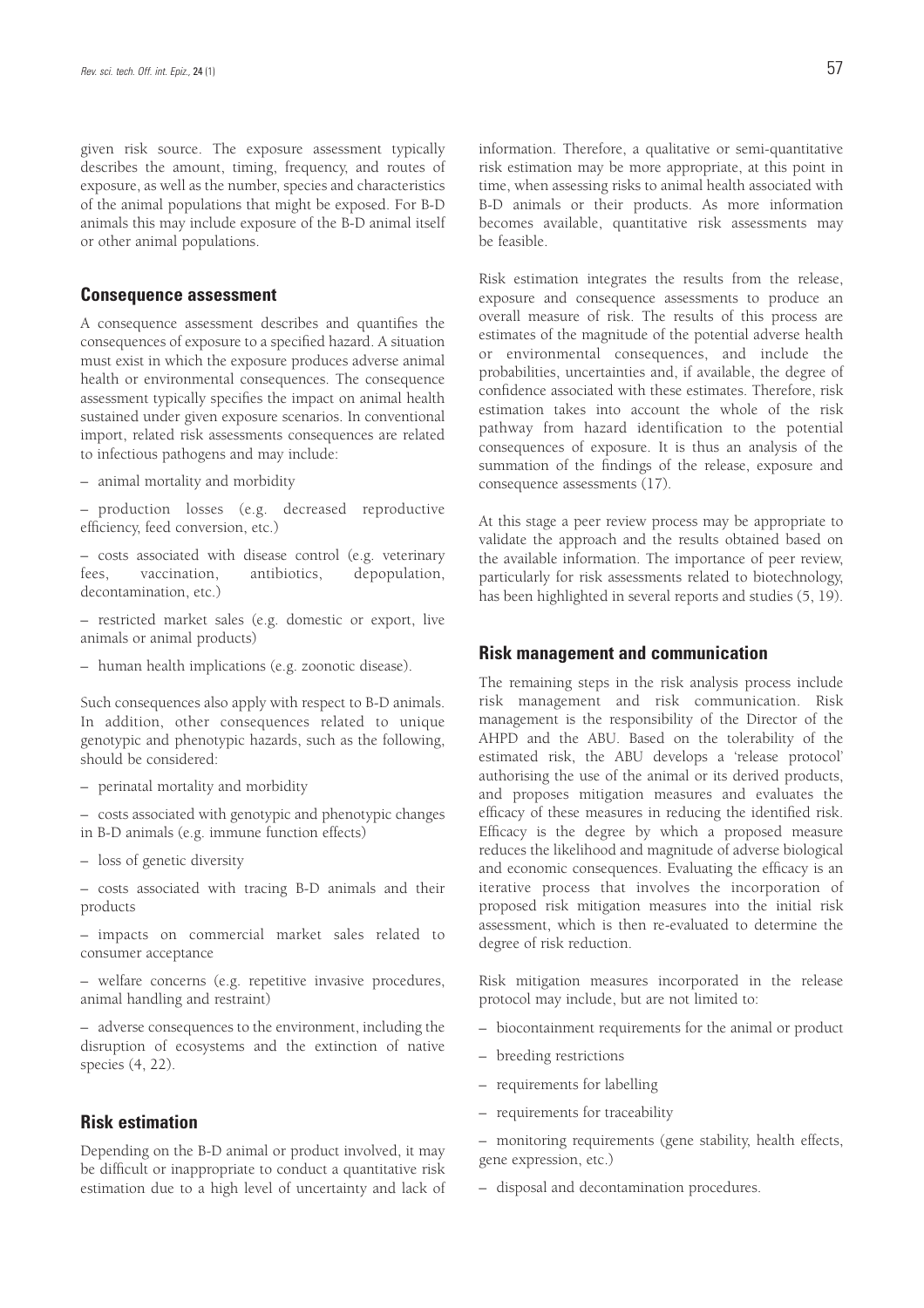given risk source. The exposure assessment typically describes the amount, timing, frequency, and routes of exposure, as well as the number, species and characteristics of the animal populations that might be exposed. For B-D animals this may include exposure of the B-D animal itself or other animal populations.

### Consequence assessment

A consequence assessment describes and quantifies the consequences of exposure to a specified hazard. A situation must exist in which the exposure produces adverse animal health or environmental consequences. The consequence assessment typically specifies the impact on animal health sustained under given exposure scenarios. In conventional import, related risk assessments consequences are related to infectious pathogens and may include:

– animal mortality and morbidity

– production losses (e.g. decreased reproductive efficiency, feed conversion, etc.)

– costs associated with disease control (e.g. veterinary fees, vaccination, antibiotics, depopulation, decontamination, etc.)

– restricted market sales (e.g. domestic or export, live animals or animal products)

– human health implications (e.g. zoonotic disease).

Such consequences also apply with respect to B-D animals. In addition, other consequences related to unique genotypic and phenotypic hazards, such as the following, should be considered:

– perinatal mortality and morbidity

– costs associated with genotypic and phenotypic changes in B-D animals (e.g. immune function effects)

– loss of genetic diversity

– costs associated with tracing B-D animals and their products

– impacts on commercial market sales related to consumer acceptance

– welfare concerns (e.g. repetitive invasive procedures, animal handling and restraint)

– adverse consequences to the environment, including the disruption of ecosystems and the extinction of native species (4, 22).

### Risk estimation

Depending on the B-D animal or product involved, it may be difficult or inappropriate to conduct a quantitative risk estimation due to a high level of uncertainty and lack of information. Therefore, a qualitative or semi-quantitative risk estimation may be more appropriate, at this point in time, when assessing risks to animal health associated with B-D animals or their products. As more information becomes available, quantitative risk assessments may be feasible.

Risk estimation integrates the results from the release, exposure and consequence assessments to produce an overall measure of risk. The results of this process are estimates of the magnitude of the potential adverse health or environmental consequences, and include the probabilities, uncertainties and, if available, the degree of confidence associated with these estimates. Therefore, risk estimation takes into account the whole of the risk pathway from hazard identification to the potential consequences of exposure. It is thus an analysis of the summation of the findings of the release, exposure and consequence assessments (17).

At this stage a peer review process may be appropriate to validate the approach and the results obtained based on the available information. The importance of peer review, particularly for risk assessments related to biotechnology, has been highlighted in several reports and studies (5, 19).

### Risk management and communication

The remaining steps in the risk analysis process include risk management and risk communication. Risk management is the responsibility of the Director of the AHPD and the ABU. Based on the tolerability of the estimated risk, the ABU develops a 'release protocol' authorising the use of the animal or its derived products, and proposes mitigation measures and evaluates the efficacy of these measures in reducing the identified risk. Efficacy is the degree by which a proposed measure reduces the likelihood and magnitude of adverse biological and economic consequences. Evaluating the efficacy is an iterative process that involves the incorporation of proposed risk mitigation measures into the initial risk assessment, which is then re-evaluated to determine the degree of risk reduction.

Risk mitigation measures incorporated in the release protocol may include, but are not limited to:

– biocontainment requirements for the animal or product

– breeding restrictions

– requirements for labelling

– requirements for traceability

– monitoring requirements (gene stability, health effects, gene expression, etc.)

– disposal and decontamination procedures.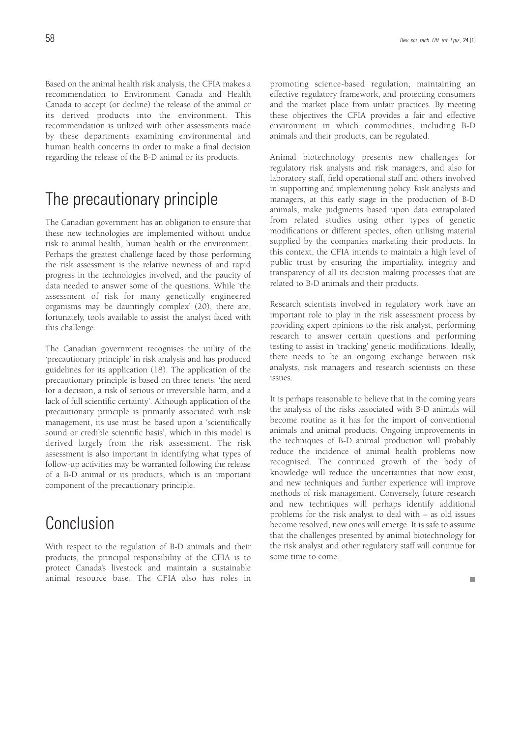Based on the animal health risk analysis, the CFIA makes a recommendation to Environment Canada and Health Canada to accept (or decline) the release of the animal or its derived products into the environment. This recommendation is utilized with other assessments made by these departments examining environmental and human health concerns in order to make a final decision regarding the release of the B-D animal or its products.

## The precautionary principle

The Canadian government has an obligation to ensure that these new technologies are implemented without undue risk to animal health, human health or the environment. Perhaps the greatest challenge faced by those performing the risk assessment is the relative newness of and rapid progress in the technologies involved, and the paucity of data needed to answer some of the questions. While 'the assessment of risk for many genetically engineered organisms may be dauntingly complex' (20), there are, fortunately, tools available to assist the analyst faced with this challenge.

The Canadian government recognises the utility of the 'precautionary principle' in risk analysis and has produced guidelines for its application (18). The application of the precautionary principle is based on three tenets: 'the need for a decision, a risk of serious or irreversible harm, and a lack of full scientific certainty'. Although application of the precautionary principle is primarily associated with risk management, its use must be based upon a 'scientifically sound or credible scientific basis', which in this model is derived largely from the risk assessment. The risk assessment is also important in identifying what types of follow-up activities may be warranted following the release of a B-D animal or its products, which is an important component of the precautionary principle.

## Conclusion

With respect to the regulation of B-D animals and their products, the principal responsibility of the CFIA is to protect Canada's livestock and maintain a sustainable animal resource base. The CFIA also has roles in promoting science-based regulation, maintaining an effective regulatory framework, and protecting consumers and the market place from unfair practices. By meeting these objectives the CFIA provides a fair and effective environment in which commodities, including B-D animals and their products, can be regulated.

Animal biotechnology presents new challenges for regulatory risk analysts and risk managers, and also for laboratory staff, field operational staff and others involved in supporting and implementing policy. Risk analysts and managers, at this early stage in the production of B-D animals, make judgments based upon data extrapolated from related studies using other types of genetic modifications or different species, often utilising material supplied by the companies marketing their products. In this context, the CFIA intends to maintain a high level of public trust by ensuring the impartiality, integrity and transparency of all its decision making processes that are related to B-D animals and their products.

Research scientists involved in regulatory work have an important role to play in the risk assessment process by providing expert opinions to the risk analyst, performing research to answer certain questions and performing testing to assist in 'tracking' genetic modifications. Ideally, there needs to be an ongoing exchange between risk analysts, risk managers and research scientists on these issues.

It is perhaps reasonable to believe that in the coming years the analysis of the risks associated with B-D animals will become routine as it has for the import of conventional animals and animal products. Ongoing improvements in the techniques of B-D animal production will probably reduce the incidence of animal health problems now recognised. The continued growth of the body of knowledge will reduce the uncertainties that now exist, and new techniques and further experience will improve methods of risk management. Conversely, future research and new techniques will perhaps identify additional problems for the risk analyst to deal with – as old issues become resolved, new ones will emerge. It is safe to assume that the challenges presented by animal biotechnology for the risk analyst and other regulatory staff will continue for some time to come.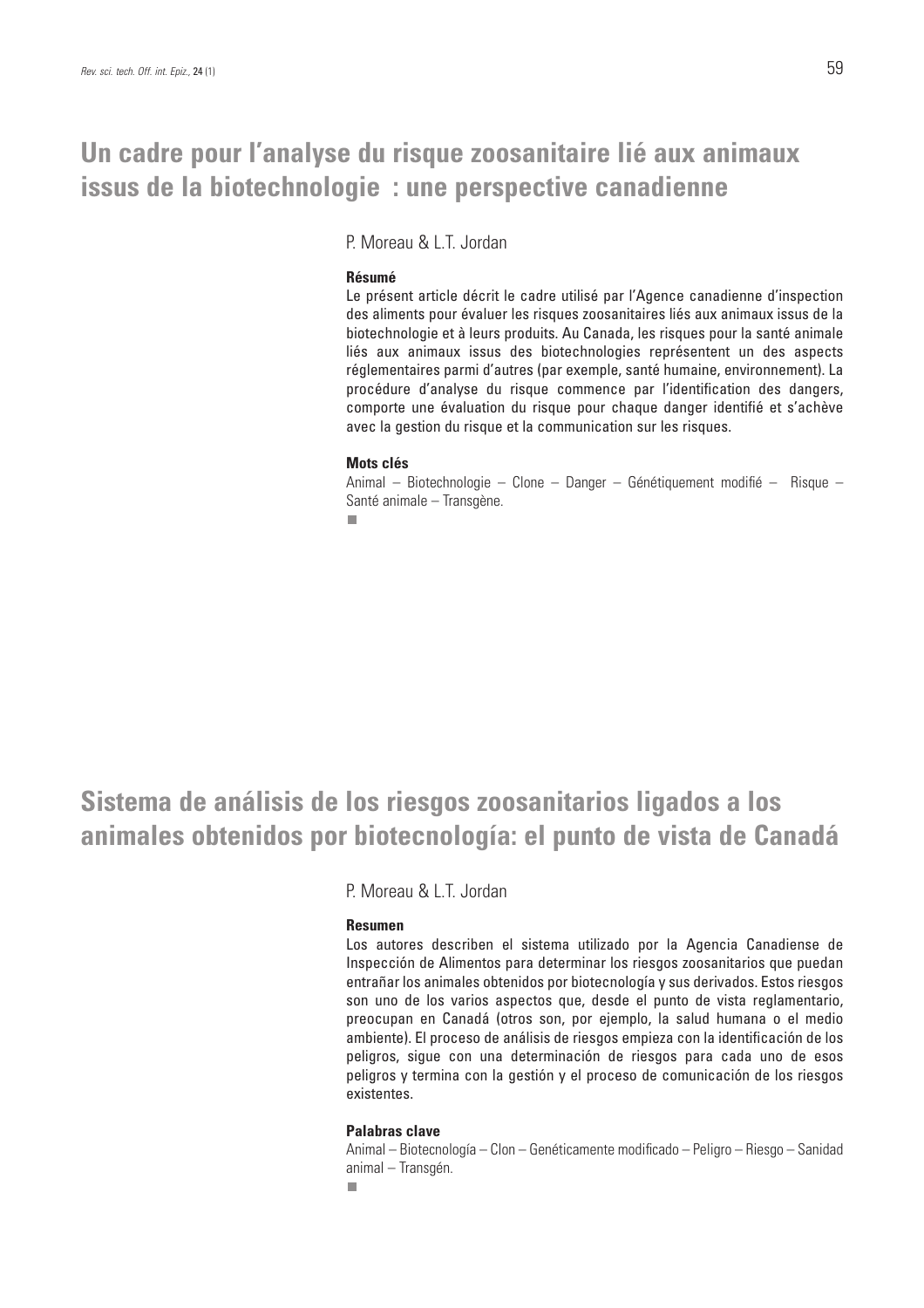# Un cadre pour l'analyse du risque zoosanitaire lié aux animaux issus de la biotechnologie : une perspective canadienne

P. Moreau & L.T. Jordan

**Résumé**

Le présent article décrit le cadre utilisé par l'Agence canadienne d'inspection des aliments pour évaluer les risques zoosanitaires liés aux animaux issus de la biotechnologie et à leurs produits. Au Canada, les risques pour la santé animale liés aux animaux issus des biotechnologies représentent un des aspects réglementaires parmi d'autres (par exemple, santé humaine, environnement). La procédure d'analyse du risque commence par l'identification des dangers, comporte une évaluation du risque pour chaque danger identifié et s'achève avec la gestion du risque et la communication sur les risques.

**Mots clés**

Animal – Biotechnologie – Clone – Danger – Génétiquement modifié – Risque – Santé animale – Transgène.

# Sistema de análisis de los riesgos zoosanitarios ligados a los animales obtenidos por biotecnología: el punto de vista de Canadá

P. Moreau & L.T. Jordan

**Resumen**

Los autores describen el sistema utilizado por la Agencia Canadiense de Inspección de Alimentos para determinar los riesgos zoosanitarios que puedan entrañar los animales obtenidos por biotecnología y sus derivados. Estos riesgos son uno de los varios aspectos que, desde el punto de vista reglamentario, preocupan en Canadá (otros son, por ejemplo, la salud humana o el medio ambiente). El proceso de análisis de riesgos empieza con la identificación de los peligros, sigue con una determinación de riesgos para cada uno de esos peligros y termina con la gestión y el proceso de comunicación de los riesgos existentes.

**Palabras clave**

Animal – Biotecnología – Clon – Genéticamente modificado – Peligro – Riesgo – Sanidad animal – Transgén.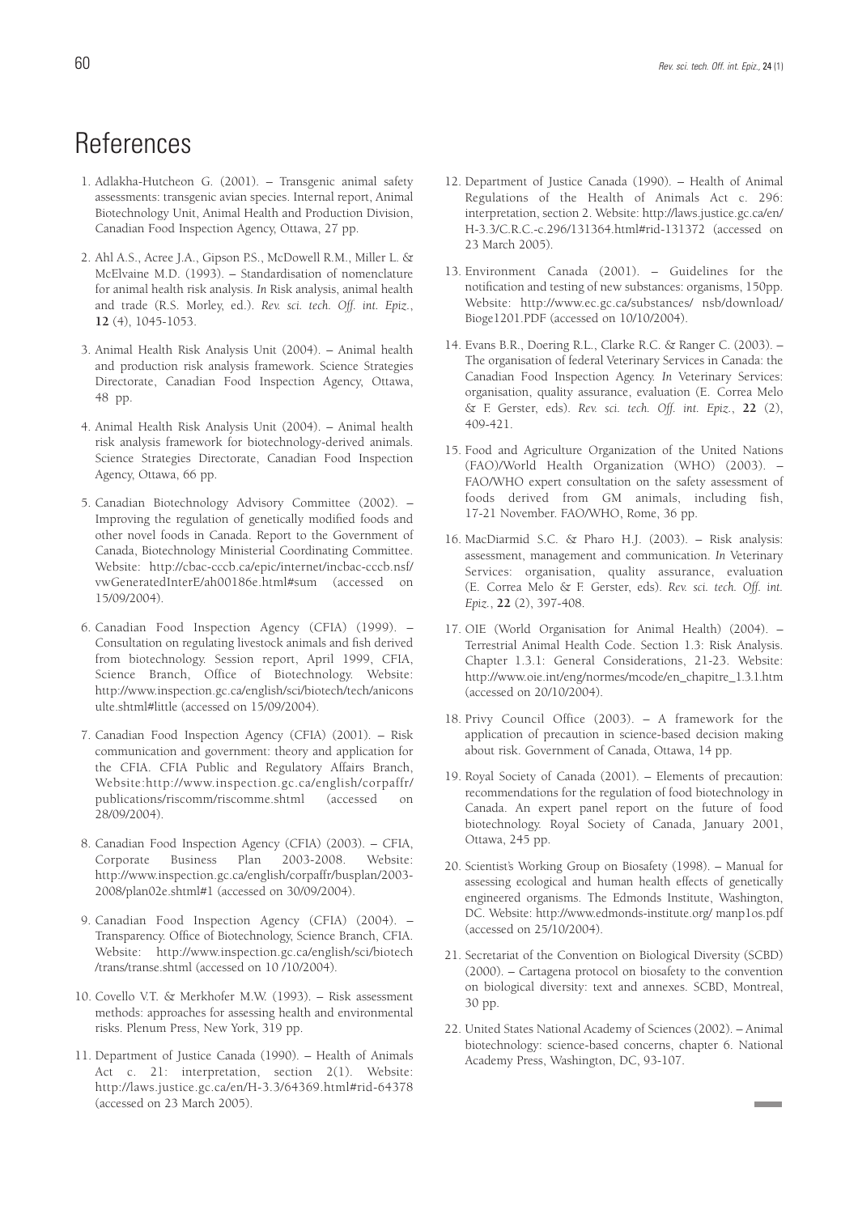# References

1. Adlakha-Hutcheon G. (2001). – Transgenic animal safety assessments: transgenic avian species. Internal report, Animal Biotechnology Unit, Animal Health and Production Division, Canadian Food Inspection Agency, Ottawa, 27 pp.

2. Ahl A.S., Acree J.A., Gipson P.S., McDowell R.M., Miller L. & McElvaine M.D. (1993). – Standardisation of nomenclature for animal health risk analysis. *In* Risk analysis, animal health and trade (R.S. Morley, ed.). *Rev. sci. tech. Off. int. Epiz.*, **12** (4), 1045-1053.

3. Animal Health Risk Analysis Unit (2004). – Animal health and production risk analysis framework. Science Strategies Directorate, Canadian Food Inspection Agency, Ottawa, 48 pp.

4. Animal Health Risk Analysis Unit (2004). – Animal health risk analysis framework for biotechnology-derived animals. Science Strategies Directorate, Canadian Food Inspection Agency, Ottawa, 66 pp.

5. Canadian Biotechnology Advisory Committee (2002). – Improving the regulation of genetically modified foods and other novel foods in Canada. Report to the Government of Canada, Biotechnology Ministerial Coordinating Committee. Website: http://cbac-cccb.ca/epic/internet/incbac-cccb.nsf/vwGeneratedInterE/ah00186e.html#sum (accessed on 15/09/2004).

6. Canadian Food Inspection Agency (CFIA) (1999). – Consultation on regulating livestock animals and fish derived from biotechnology. Session report, April 1999, CFIA, Science Branch, Office of Biotechnology. Website: http://www.inspection.gc.ca/english/sci/biotech/tech/aniconsulte.shtml#little (accessed on 15/09/2004).

7. Canadian Food Inspection Agency (CFIA) (2001). – Risk communication and government: theory and application for the CFIA. CFIA Public and Regulatory Affairs Branch, Website:http://www.inspection.gc.ca/english/corpaffr/publications/riscomm/riscomme.shtml (accessed on 28/09/2004).

8. Canadian Food Inspection Agency (CFIA) (2003). – CFIA, Corporate Business Plan 2003-2008. Website: http://www.inspection.gc.ca/english/corpaffr/busplan/2003-2008/plan02e.shtml#1 (accessed on 30/09/2004).

9. Canadian Food Inspection Agency (CFIA) (2004). – Transparency. Office of Biotechnology, Science Branch, CFIA. Website: http://www.inspection.gc.ca/english/sci/biotech/trans/transe.shtml (accessed on 10 /10/2004).

10. Covello V.T. & Merkhofer M.W. (1993). – Risk assessment methods: approaches for assessing health and environmental risks. Plenum Press, New York, 319 pp.

11. Department of Justice Canada (1990). – Health of Animals Act c. 21: interpretation, section 2(1). Website: http://laws.justice.gc.ca/en/H-3.3/64369.html#rid-64378 (accessed on 23 March 2005).

12. Department of Justice Canada (1990). – Health of Animal Regulations of the Health of Animals Act c. 296: interpretation, section 2. Website: http://laws.justice.gc.ca/en/H-3.3/C.R.C.-c.296/131364.html#rid-131372 (accessed on 23 March 2005).

13. Environment Canada (2001). – Guidelines for the notification and testing of new substances: organisms, 150pp. Website: http://www.ec.gc.ca/substances/ nsb/download/Bioge1201.PDF (accessed on 10/10/2004).

14. Evans B.R., Doering R.L., Clarke R.C. & Ranger C. (2003). – The organisation of federal Veterinary Services in Canada: the Canadian Food Inspection Agency. *In* Veterinary Services: organisation, quality assurance, evaluation (E. Correa Melo & F. Gerster, eds). *Rev. sci. tech. Off. int. Epiz.*, **22** (2), 409-421.

15. Food and Agriculture Organization of the United Nations (FAO)/World Health Organization (WHO) (2003). – FAO/WHO expert consultation on the safety assessment of foods derived from GM animals, including fish, 17-21 November. FAO/WHO, Rome, 36 pp.

16. MacDiarmid S.C. & Pharo H.J. (2003). – Risk analysis: assessment, management and communication. *In* Veterinary Services: organisation, quality assurance, evaluation (E. Correa Melo & F. Gerster, eds). *Rev. sci. tech. Off. int. Epiz.*, **22** (2), 397-408.

17. OIE (World Organisation for Animal Health) (2004). – Terrestrial Animal Health Code. Section 1.3: Risk Analysis. Chapter 1.3.1: General Considerations, 21-23. Website: http://www.oie.int/eng/normes/mcode/en_chapitre_1.3.1.htm (accessed on 20/10/2004).

18. Privy Council Office (2003). – A framework for the application of precaution in science-based decision making about risk. Government of Canada, Ottawa, 14 pp.

19. Royal Society of Canada (2001). – Elements of precaution: recommendations for the regulation of food biotechnology in Canada. An expert panel report on the future of food biotechnology. Royal Society of Canada, January 2001, Ottawa, 245 pp.

20. Scientist's Working Group on Biosafety (1998). – Manual for assessing ecological and human health effects of genetically engineered organisms. The Edmonds Institute, Washington, DC. Website: http://www.edmonds-institute.org/ manp1os.pdf (accessed on 25/10/2004).

21. Secretariat of the Convention on Biological Diversity (SCBD) (2000). – Cartagena protocol on biosafety to the convention on biological diversity: text and annexes. SCBD, Montreal, 30 pp.

22. United States National Academy of Sciences (2002). – Animal biotechnology: science-based concerns, chapter 6. National Academy Press, Washington, DC, 93-107.